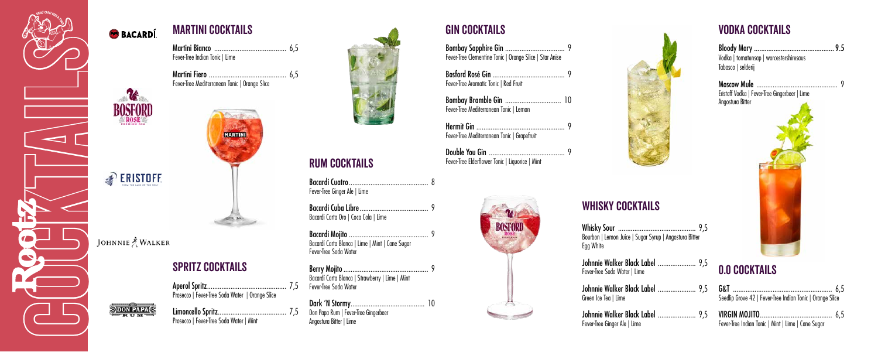# COCKTAILS

## MARTINI COCKTAILS

**Martini Bianco** ........................................ 6,5
Fever-Tree Indian Tonic | Lime

**Martini Fiero** ........................................ 6,5
Fever-Tree Mediterranean Tonic | Orange Slice

## SPRITZ COCKTAILS

**Aperol Spritz** ........................................ 7,5
Prosecco | Fever-Tree Soda Water | Orange Slice

**Limoncello Spritz** ........................................ 7,5
Prosecco | Fever-Tree Soda Water | Mint

## RUM COCKTAILS

**Bacardi Cuatro** ........................................ 8
Fever-Tree Ginger Ale | Lime

**Bacardi Cuba Libre** ........................................ 9
Bacardi Carta Oro | Coca Cola | Lime

**Bacardi Mojito** ........................................ 9
Bacardi Carta Blanca | Lime | Mint | Cane Sugar
Fever-Tree Soda Water

**Berry Mojito** ........................................ 9
Bacardi Carta Blanca | Strawberry | Lime | Mint
Fever-Tree Soda Water

**Dark 'N Stormy** ........................................ 10
Don Papa Rum | Fever-Tree Gingerbeer
Angostura Bitter | Lime

## GIN COCKTAILS

**Bombay Sapphire Gin** ........................................ 9
Fever-Tree Clementine Tonic | Orange Slice | Star Anise

**Bosford Rosé Gin** ........................................ 9
Fever-Tree Aromatic Tonic | Red Fruit

**Bombay Bramble Gin** ........................................ 10
Fever-Tree Mediterranean Tonic | Lemon

**Hermit Gin** ........................................ 9
Fever-Tree Mediterranean Tonic | Grapefruit

**Double You Gin** ........................................ 9
Fever-Tree Elderflower Tonic | Liquorice | Mint

## WHISKY COCKTAILS

**Whisky Sour** ........................................ 9,5
Bourbon | Lemon Juice | Sugar Syrup | Angostura Bitter
Egg White

**Johnnie Walker Black Label** ........................................ 9,5
Fever-Tree Soda Water | Lime

**Johnnie Walker Black Label** ........................................ 9,5
Green Ice Tea | Lime

**Johnnie Walker Black Label** ........................................ 9,5
Fever-Tree Ginger Ale | Lime

## VODKA COCKTAILS

**Bloody Mary** ........................................ 9.5
Vodka | tomatensap | worcestershiresaus
Tabasco | selderij

**Moscow Mule** ........................................ 9
Eristoff Vodka | Fever-Tree Gingerbeer | Lime
Angostura Bitter

## 0.0 COCKTAILS

**G&T** ........................................ 6,5
Seedlip Grove 42 | Fever-Tree Indian Tonic | Orange Slice

**VIRGIN MOJITO** ........................................ 6,5
Fever-Tree Indian Tonic | Mint | Lime | Cane Sugar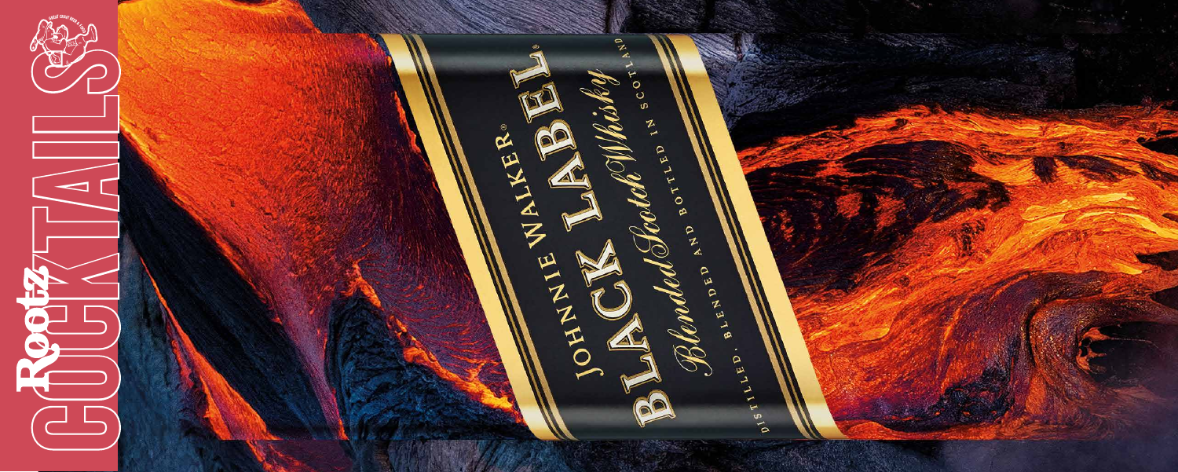# Rootz COCKTAILS

JOHNNIE WALKER®

BLACK LABEL®

Blended Scotch Whisky

DISTILLED, BLENDED AND BOTTLED IN SCOTLAND